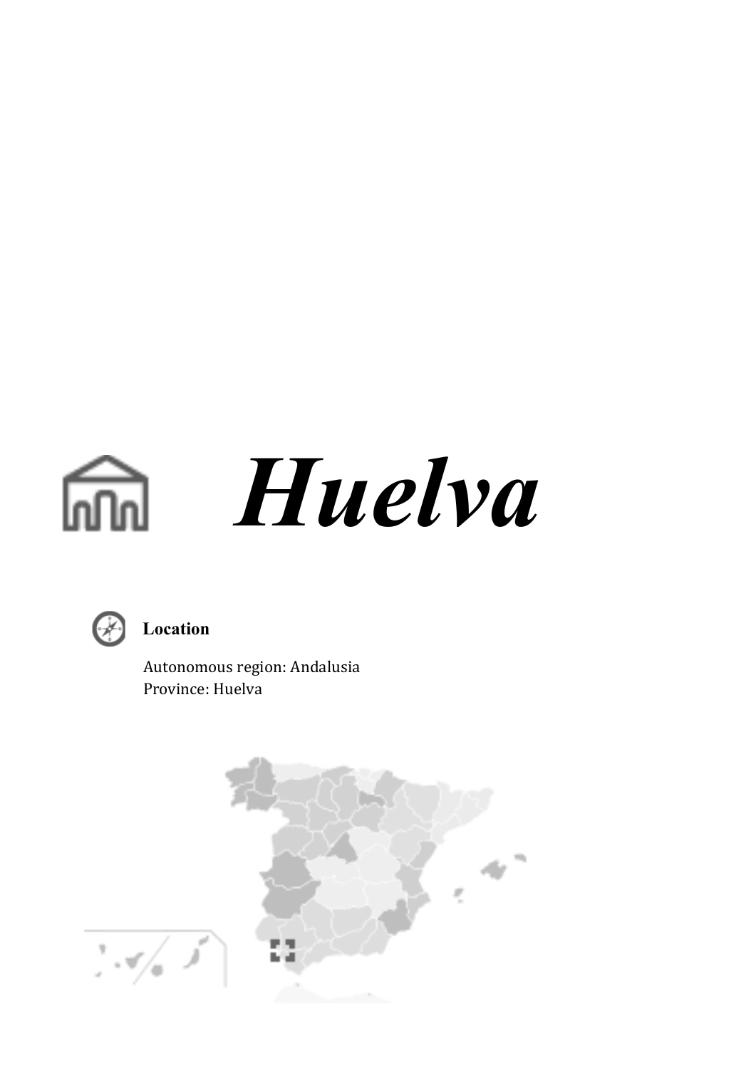# *Huelva*

**Location**

Autonomous region: Andalusia
Province: Huelva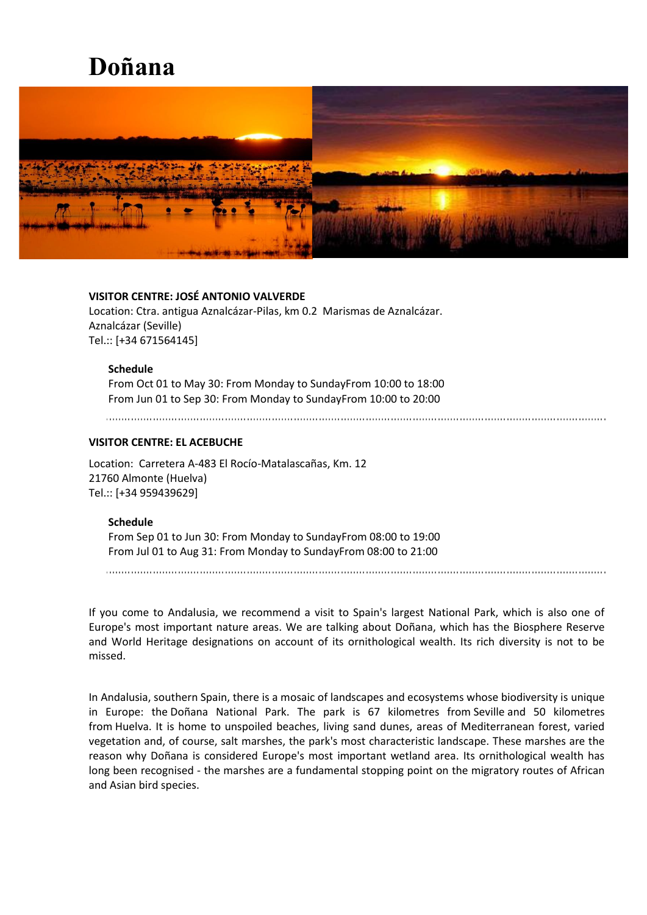# Doñana

**VISITOR CENTRE: JOSÉ ANTONIO VALVERDE**

Location: Ctra. antigua Aznalcázar-Pilas, km 0.2 Marismas de Aznalcázar.
Aznalcázar (Seville)
Tel.:: [+34 671564145]

**Schedule**

From Oct 01 to May 30: From Monday to SundayFrom 10:00 to 18:00
From Jun 01 to Sep 30: From Monday to SundayFrom 10:00 to 20:00

**VISITOR CENTRE: EL ACEBUCHE**

Location: Carretera A-483 El Rocío-Matalascañas, Km. 12
21760 Almonte (Huelva)
Tel.:: [+34 959439629]

**Schedule**

From Sep 01 to Jun 30: From Monday to SundayFrom 08:00 to 19:00
From Jul 01 to Aug 31: From Monday to SundayFrom 08:00 to 21:00

If you come to Andalusia, we recommend a visit to Spain's largest National Park, which is also one of Europe's most important nature areas. We are talking about Doñana, which has the Biosphere Reserve and World Heritage designations on account of its ornithological wealth. Its rich diversity is not to be missed.

In Andalusia, southern Spain, there is a mosaic of landscapes and ecosystems whose biodiversity is unique in Europe: the Doñana National Park. The park is 67 kilometres from Seville and 50 kilometres from Huelva. It is home to unspoiled beaches, living sand dunes, areas of Mediterranean forest, varied vegetation and, of course, salt marshes, the park's most characteristic landscape. These marshes are the reason why Doñana is considered Europe's most important wetland area. Its ornithological wealth has long been recognised - the marshes are a fundamental stopping point on the migratory routes of African and Asian bird species.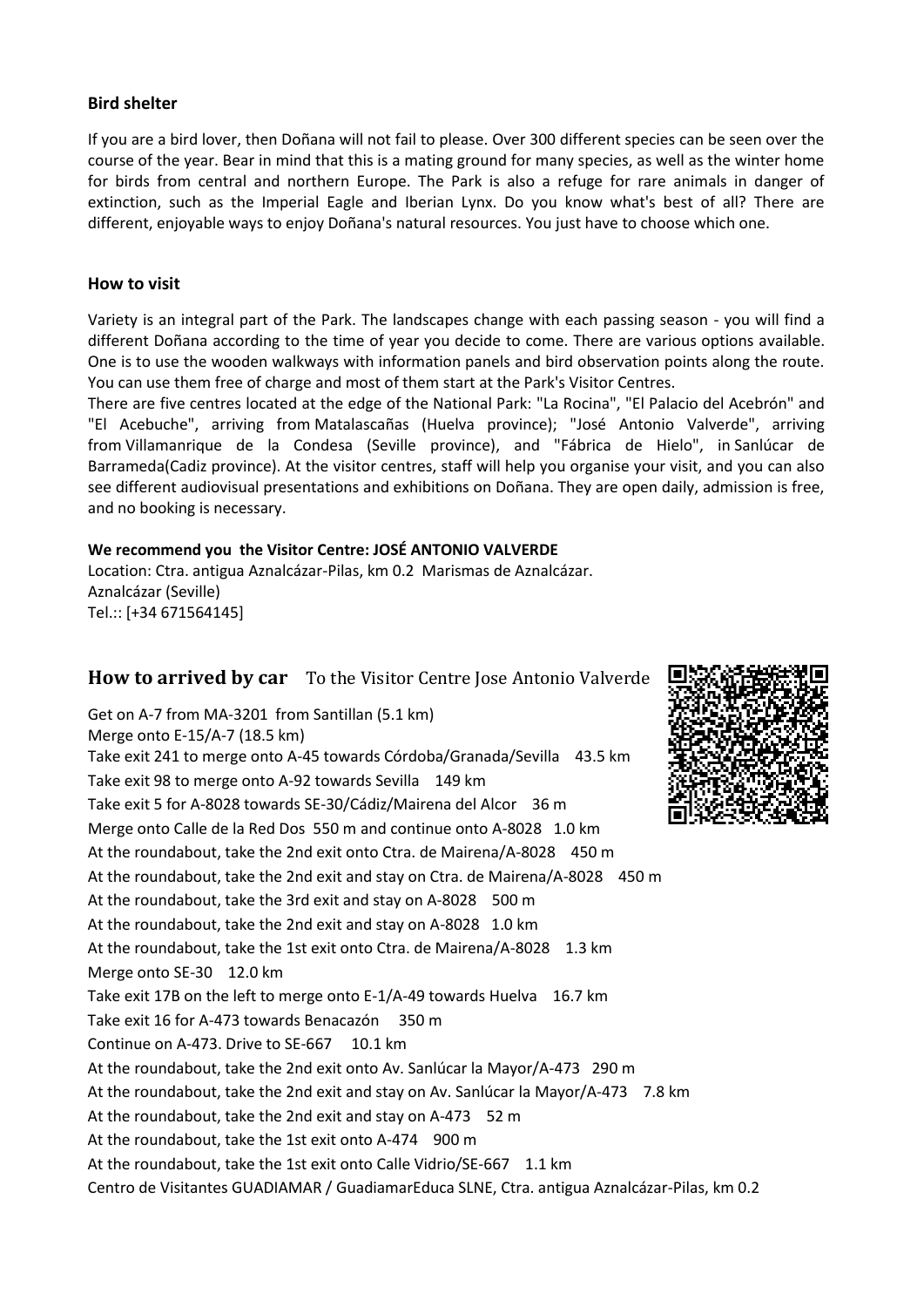**Bird shelter**

If you are a bird lover, then Doñana will not fail to please. Over 300 different species can be seen over the course of the year. Bear in mind that this is a mating ground for many species, as well as the winter home for birds from central and northern Europe. The Park is also a refuge for rare animals in danger of extinction, such as the Imperial Eagle and Iberian Lynx. Do you know what's best of all? There are different, enjoyable ways to enjoy Doñana's natural resources. You just have to choose which one.

**How to visit**

Variety is an integral part of the Park. The landscapes change with each passing season - you will find a different Doñana according to the time of year you decide to come. There are various options available. One is to use the wooden walkways with information panels and bird observation points along the route. You can use them free of charge and most of them start at the Park's Visitor Centres.

There are five centres located at the edge of the National Park: "La Rocina", "El Palacio del Acebrón" and "El Acebuche", arriving from Matalascañas (Huelva province); "José Antonio Valverde", arriving from Villamanrique de la Condesa (Seville province), and "Fábrica de Hielo", in Sanlúcar de Barrameda(Cadiz province). At the visitor centres, staff will help you organise your visit, and you can also see different audiovisual presentations and exhibitions on Doñana. They are open daily, admission is free, and no booking is necessary.

**We recommend you the Visitor Centre: JOSÉ ANTONIO VALVERDE**

Location: Ctra. antigua Aznalcázar-Pilas, km 0.2 Marismas de Aznalcázar.
Aznalcázar (Seville)
Tel.:: [+34 671564145]

## How to arrived by car To the Visitor Centre Jose Antonio Valverde

Get on A-7 from MA-3201 from Santillan (5.1 km)
Merge onto E-15/A-7 (18.5 km)
Take exit 241 to merge onto A-45 towards Córdoba/Granada/Sevilla 43.5 km
Take exit 98 to merge onto A-92 towards Sevilla 149 km
Take exit 5 for A-8028 towards SE-30/Cádiz/Mairena del Alcor 36 m
Merge onto Calle de la Red Dos 550 m and continue onto A-8028 1.0 km
At the roundabout, take the 2nd exit onto Ctra. de Mairena/A-8028 450 m
At the roundabout, take the 2nd exit and stay on Ctra. de Mairena/A-8028 450 m
At the roundabout, take the 3rd exit and stay on A-8028 500 m
At the roundabout, take the 2nd exit and stay on A-8028 1.0 km
At the roundabout, take the 1st exit onto Ctra. de Mairena/A-8028 1.3 km
Merge onto SE-30 12.0 km
Take exit 17B on the left to merge onto E-1/A-49 towards Huelva 16.7 km
Take exit 16 for A-473 towards Benacazón 350 m
Continue on A-473. Drive to SE-667 10.1 km
At the roundabout, take the 2nd exit onto Av. Sanlúcar la Mayor/A-473 290 m
At the roundabout, take the 2nd exit and stay on Av. Sanlúcar la Mayor/A-473 7.8 km
At the roundabout, take the 2nd exit and stay on A-473 52 m
At the roundabout, take the 1st exit onto A-474 900 m
At the roundabout, take the 1st exit onto Calle Vidrio/SE-667 1.1 km
Centro de Visitantes GUADIAMAR / GuadiamarEduca SLNE, Ctra. antigua Aznalcázar-Pilas, km 0.2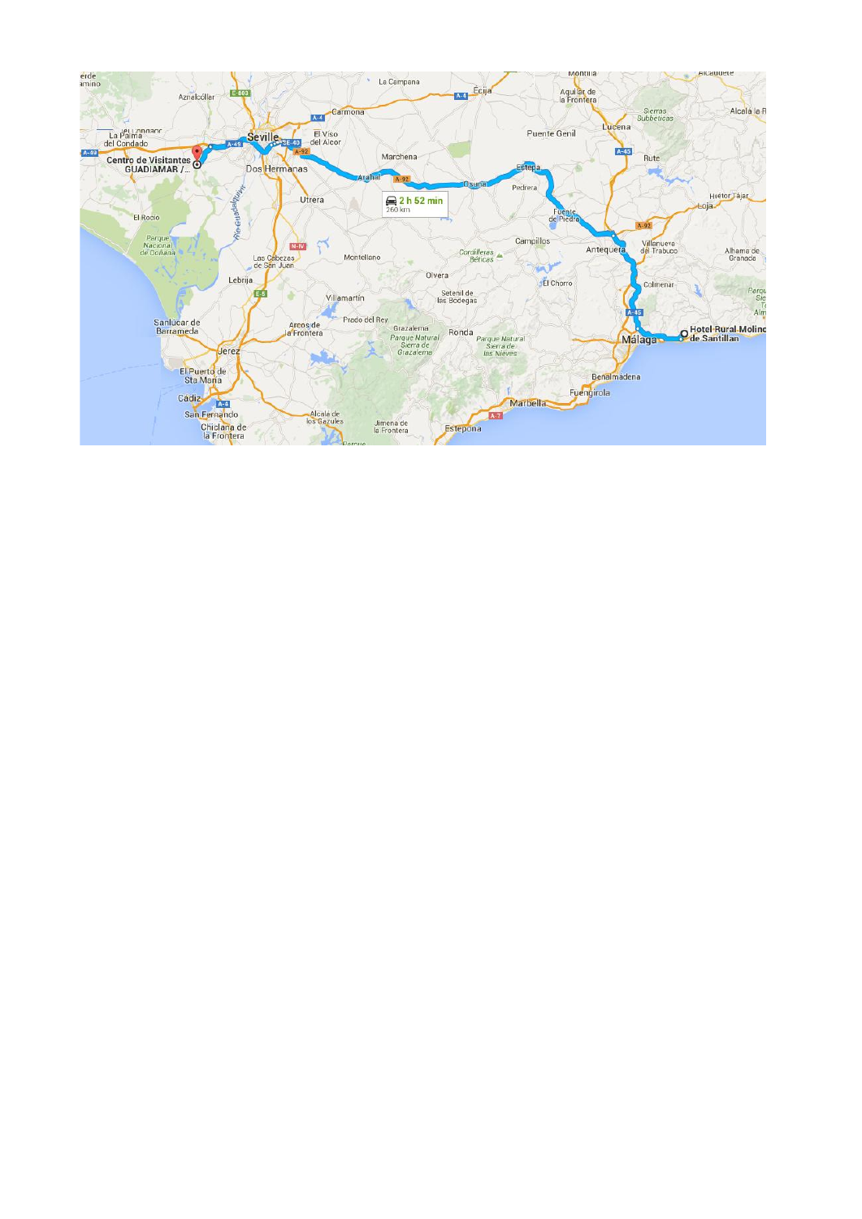Centro de Visitantes GUADIAMAR /...

2 h 52 min

260 km

Hotel Rural Molino de Santillan